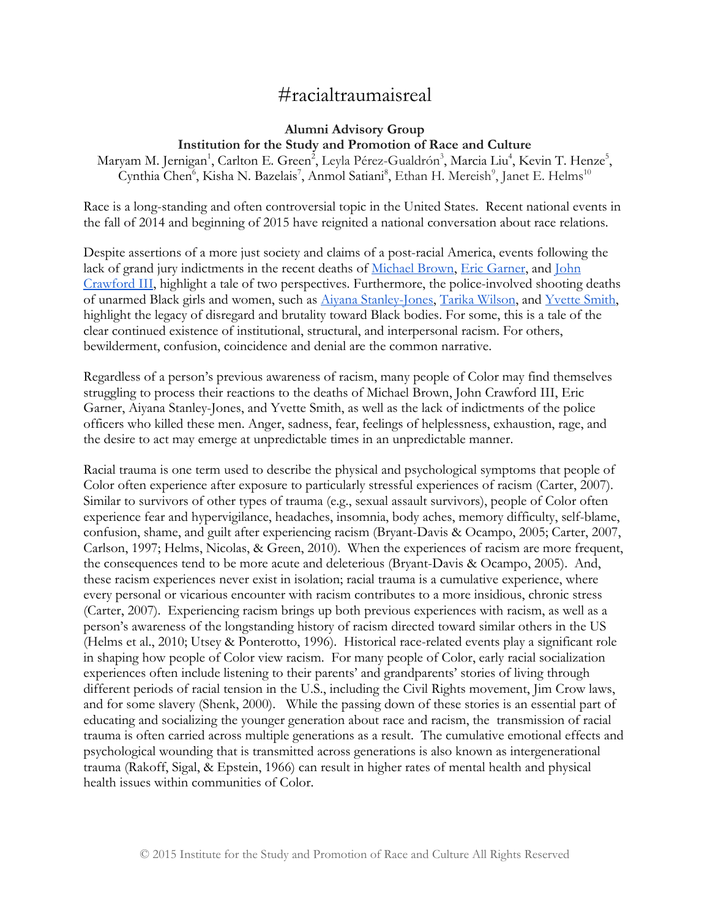# #racialtraumaisreal

**Alumni Advisory Group**
**Institution for the Study and Promotion of Race and Culture**

Maryam M. Jernigan[1], Carlton E. Green[2], Leyla Pérez-Gualdrón[3], Marcia Liu[4], Kevin T. Henze[5], Cynthia Chen[6], Kisha N. Bazelais[7], Anmol Satiani[8], Ethan H. Mereish[9], Janet E. Helms[10]

Race is a long-standing and often controversial topic in the United States. Recent national events in the fall of 2014 and beginning of 2015 have reignited a national conversation about race relations.

Despite assertions of a more just society and claims of a post-racial America, events following the lack of grand jury indictments in the recent deaths of Michael Brown, Eric Garner, and John Crawford III, highlight a tale of two perspectives. Furthermore, the police-involved shooting deaths of unarmed Black girls and women, such as Aiyana Stanley-Jones, Tarika Wilson, and Yvette Smith, highlight the legacy of disregard and brutality toward Black bodies. For some, this is a tale of the clear continued existence of institutional, structural, and interpersonal racism. For others, bewilderment, confusion, coincidence and denial are the common narrative.

Regardless of a person's previous awareness of racism, many people of Color may find themselves struggling to process their reactions to the deaths of Michael Brown, John Crawford III, Eric Garner, Aiyana Stanley-Jones, and Yvette Smith, as well as the lack of indictments of the police officers who killed these men. Anger, sadness, fear, feelings of helplessness, exhaustion, rage, and the desire to act may emerge at unpredictable times in an unpredictable manner.

Racial trauma is one term used to describe the physical and psychological symptoms that people of Color often experience after exposure to particularly stressful experiences of racism (Carter, 2007). Similar to survivors of other types of trauma (e.g., sexual assault survivors), people of Color often experience fear and hypervigilance, headaches, insomnia, body aches, memory difficulty, self-blame, confusion, shame, and guilt after experiencing racism (Bryant-Davis & Ocampo, 2005; Carter, 2007, Carlson, 1997; Helms, Nicolas, & Green, 2010). When the experiences of racism are more frequent, the consequences tend to be more acute and deleterious (Bryant-Davis & Ocampo, 2005). And, these racism experiences never exist in isolation; racial trauma is a cumulative experience, where every personal or vicarious encounter with racism contributes to a more insidious, chronic stress (Carter, 2007). Experiencing racism brings up both previous experiences with racism, as well as a person's awareness of the longstanding history of racism directed toward similar others in the US (Helms et al., 2010; Utsey & Ponterotto, 1996). Historical race-related events play a significant role in shaping how people of Color view racism. For many people of Color, early racial socialization experiences often include listening to their parents' and grandparents' stories of living through different periods of racial tension in the U.S., including the Civil Rights movement, Jim Crow laws, and for some slavery (Shenk, 2000). While the passing down of these stories is an essential part of educating and socializing the younger generation about race and racism, the transmission of racial trauma is often carried across multiple generations as a result. The cumulative emotional effects and psychological wounding that is transmitted across generations is also known as intergenerational trauma (Rakoff, Sigal, & Epstein, 1966) can result in higher rates of mental health and physical health issues within communities of Color.

© 2015 Institute for the Study and Promotion of Race and Culture All Rights Reserved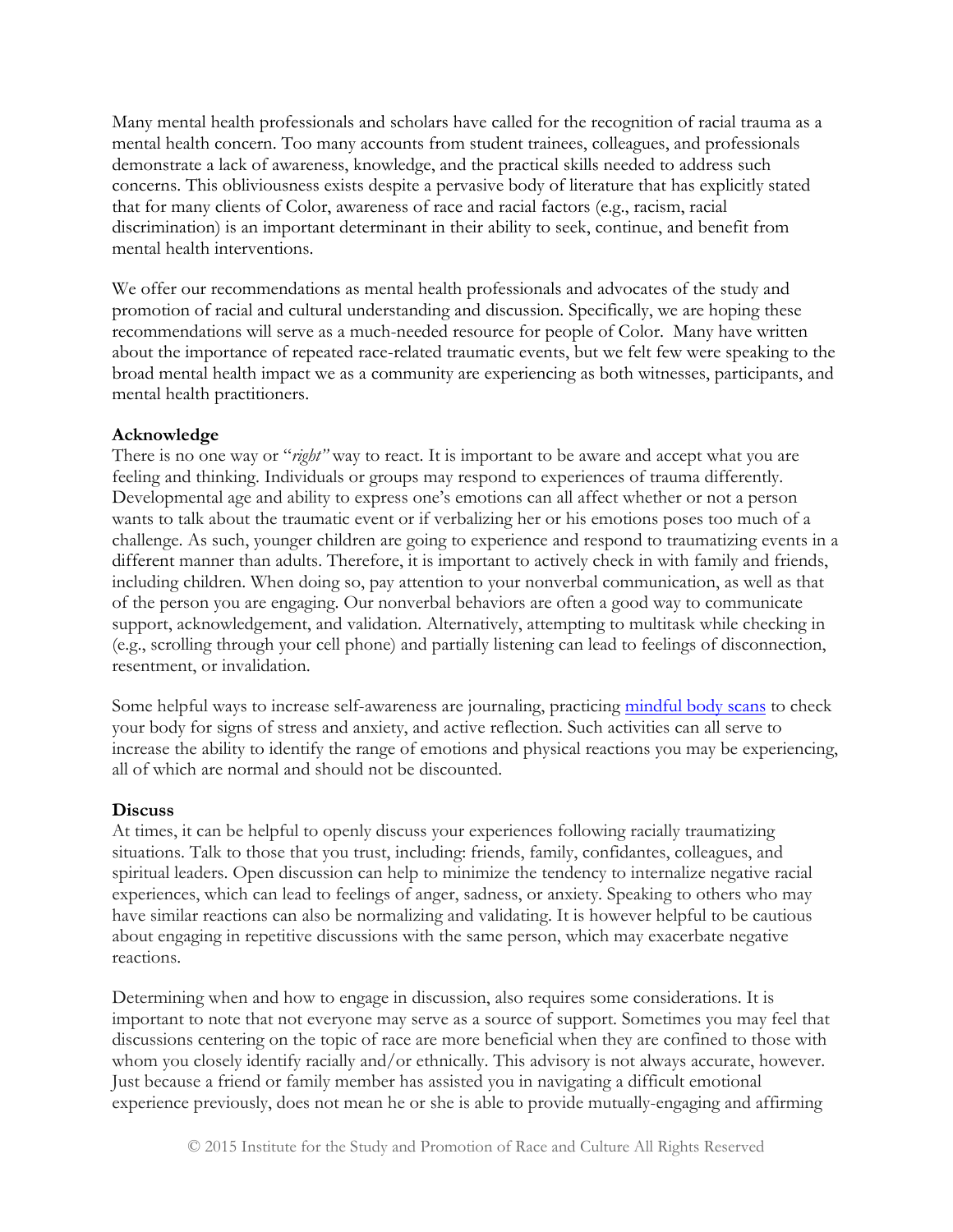Many mental health professionals and scholars have called for the recognition of racial trauma as a mental health concern. Too many accounts from student trainees, colleagues, and professionals demonstrate a lack of awareness, knowledge, and the practical skills needed to address such concerns. This obliviousness exists despite a pervasive body of literature that has explicitly stated that for many clients of Color, awareness of race and racial factors (e.g., racism, racial discrimination) is an important determinant in their ability to seek, continue, and benefit from mental health interventions.

We offer our recommendations as mental health professionals and advocates of the study and promotion of racial and cultural understanding and discussion. Specifically, we are hoping these recommendations will serve as a much-needed resource for people of Color. Many have written about the importance of repeated race-related traumatic events, but we felt few were speaking to the broad mental health impact we as a community are experiencing as both witnesses, participants, and mental health practitioners.

**Acknowledge**

There is no one way or "*right"* way to react. It is important to be aware and accept what you are feeling and thinking. Individuals or groups may respond to experiences of trauma differently. Developmental age and ability to express one's emotions can all affect whether or not a person wants to talk about the traumatic event or if verbalizing her or his emotions poses too much of a challenge. As such, younger children are going to experience and respond to traumatizing events in a different manner than adults. Therefore, it is important to actively check in with family and friends, including children. When doing so, pay attention to your nonverbal communication, as well as that of the person you are engaging. Our nonverbal behaviors are often a good way to communicate support, acknowledgement, and validation. Alternatively, attempting to multitask while checking in (e.g., scrolling through your cell phone) and partially listening can lead to feelings of disconnection, resentment, or invalidation.

Some helpful ways to increase self-awareness are journaling, practicing mindful body scans to check your body for signs of stress and anxiety, and active reflection. Such activities can all serve to increase the ability to identify the range of emotions and physical reactions you may be experiencing, all of which are normal and should not be discounted.

**Discuss**

At times, it can be helpful to openly discuss your experiences following racially traumatizing situations. Talk to those that you trust, including: friends, family, confidantes, colleagues, and spiritual leaders. Open discussion can help to minimize the tendency to internalize negative racial experiences, which can lead to feelings of anger, sadness, or anxiety. Speaking to others who may have similar reactions can also be normalizing and validating. It is however helpful to be cautious about engaging in repetitive discussions with the same person, which may exacerbate negative reactions.

Determining when and how to engage in discussion, also requires some considerations. It is important to note that not everyone may serve as a source of support. Sometimes you may feel that discussions centering on the topic of race are more beneficial when they are confined to those with whom you closely identify racially and/or ethnically. This advisory is not always accurate, however. Just because a friend or family member has assisted you in navigating a difficult emotional experience previously, does not mean he or she is able to provide mutually-engaging and affirming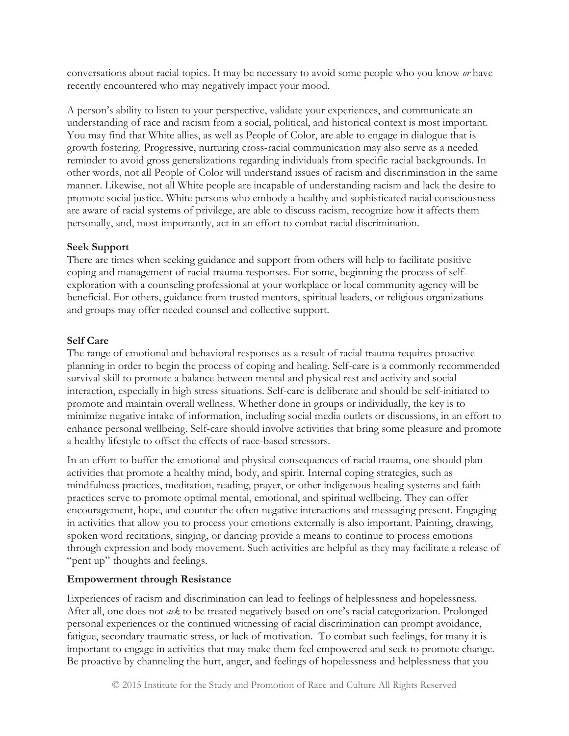conversations about racial topics. It may be necessary to avoid some people who you know *or* have recently encountered who may negatively impact your mood.

A person's ability to listen to your perspective, validate your experiences, and communicate an understanding of race and racism from a social, political, and historical context is most important. You may find that White allies, as well as People of Color, are able to engage in dialogue that is growth fostering. Progressive, nurturing cross-racial communication may also serve as a needed reminder to avoid gross generalizations regarding individuals from specific racial backgrounds. In other words, not all People of Color will understand issues of racism and discrimination in the same manner. Likewise, not all White people are incapable of understanding racism and lack the desire to promote social justice. White persons who embody a healthy and sophisticated racial consciousness are aware of racial systems of privilege, are able to discuss racism, recognize how it affects them personally, and, most importantly, act in an effort to combat racial discrimination.

**Seek Support**

There are times when seeking guidance and support from others will help to facilitate positive coping and management of racial trauma responses. For some, beginning the process of self-exploration with a counseling professional at your workplace or local community agency will be beneficial. For others, guidance from trusted mentors, spiritual leaders, or religious organizations and groups may offer needed counsel and collective support.

**Self Care**

The range of emotional and behavioral responses as a result of racial trauma requires proactive planning in order to begin the process of coping and healing. Self-care is a commonly recommended survival skill to promote a balance between mental and physical rest and activity and social interaction, especially in high stress situations. Self-care is deliberate and should be self-initiated to promote and maintain overall wellness. Whether done in groups or individually, the key is to minimize negative intake of information, including social media outlets or discussions, in an effort to enhance personal wellbeing. Self-care should involve activities that bring some pleasure and promote a healthy lifestyle to offset the effects of race-based stressors.

In an effort to buffer the emotional and physical consequences of racial trauma, one should plan activities that promote a healthy mind, body, and spirit. Internal coping strategies, such as mindfulness practices, meditation, reading, prayer, or other indigenous healing systems and faith practices serve to promote optimal mental, emotional, and spiritual wellbeing. They can offer encouragement, hope, and counter the often negative interactions and messaging present. Engaging in activities that allow you to process your emotions externally is also important. Painting, drawing, spoken word recitations, singing, or dancing provide a means to continue to process emotions through expression and body movement. Such activities are helpful as they may facilitate a release of "pent up" thoughts and feelings.

**Empowerment through Resistance**

Experiences of racism and discrimination can lead to feelings of helplessness and hopelessness. After all, one does not *ask* to be treated negatively based on one's racial categorization. Prolonged personal experiences or the continued witnessing of racial discrimination can prompt avoidance, fatigue, secondary traumatic stress, or lack of motivation. To combat such feelings, for many it is important to engage in activities that may make them feel empowered and seek to promote change. Be proactive by channeling the hurt, anger, and feelings of hopelessness and helplessness that you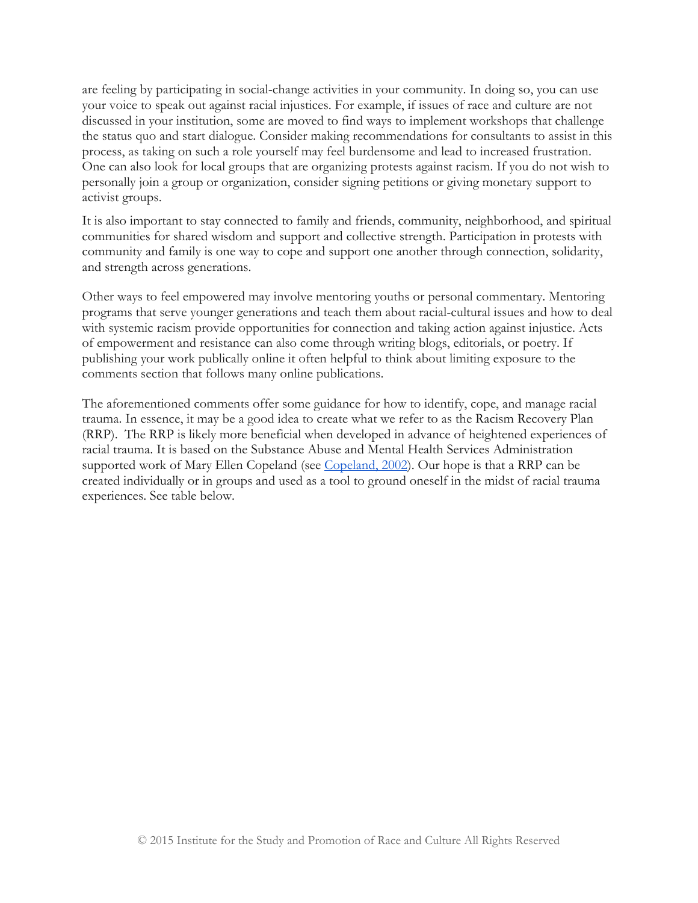are feeling by participating in social-change activities in your community. In doing so, you can use your voice to speak out against racial injustices. For example, if issues of race and culture are not discussed in your institution, some are moved to find ways to implement workshops that challenge the status quo and start dialogue. Consider making recommendations for consultants to assist in this process, as taking on such a role yourself may feel burdensome and lead to increased frustration. One can also look for local groups that are organizing protests against racism. If you do not wish to personally join a group or organization, consider signing petitions or giving monetary support to activist groups.

It is also important to stay connected to family and friends, community, neighborhood, and spiritual communities for shared wisdom and support and collective strength. Participation in protests with community and family is one way to cope and support one another through connection, solidarity, and strength across generations.

Other ways to feel empowered may involve mentoring youths or personal commentary. Mentoring programs that serve younger generations and teach them about racial-cultural issues and how to deal with systemic racism provide opportunities for connection and taking action against injustice. Acts of empowerment and resistance can also come through writing blogs, editorials, or poetry. If publishing your work publically online it often helpful to think about limiting exposure to the comments section that follows many online publications.

The aforementioned comments offer some guidance for how to identify, cope, and manage racial trauma. In essence, it may be a good idea to create what we refer to as the Racism Recovery Plan (RRP). The RRP is likely more beneficial when developed in advance of heightened experiences of racial trauma. It is based on the Substance Abuse and Mental Health Services Administration supported work of Mary Ellen Copeland (see Copeland, 2002). Our hope is that a RRP can be created individually or in groups and used as a tool to ground oneself in the midst of racial trauma experiences. See table below.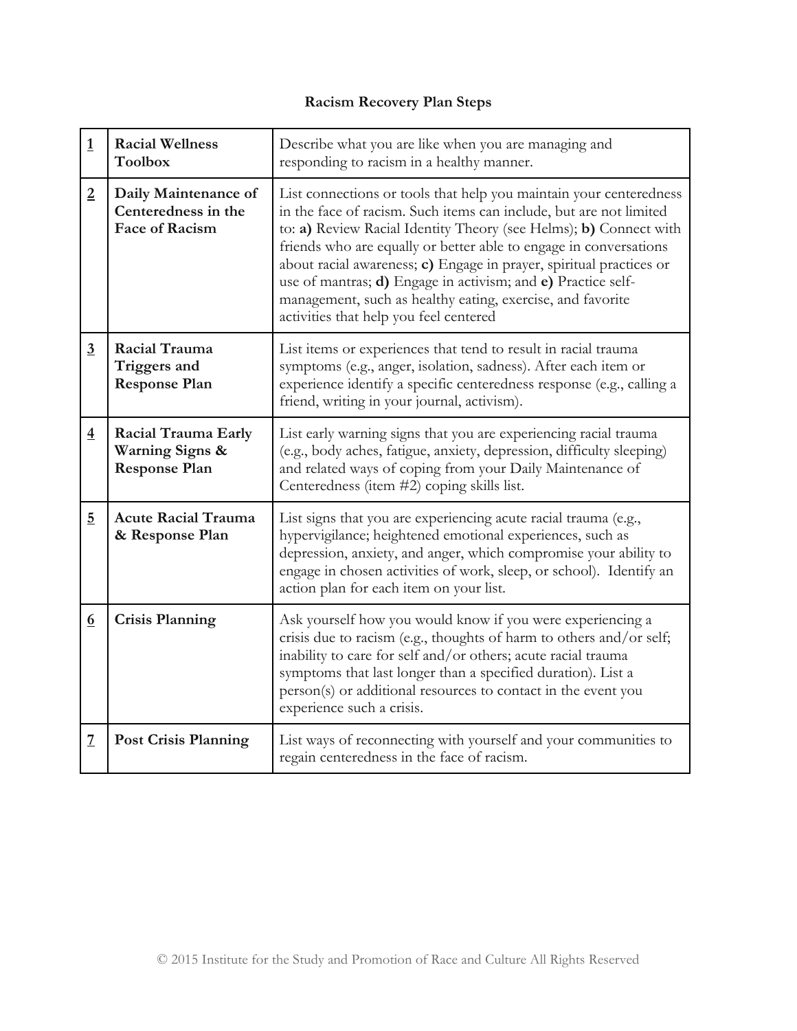## Racism Recovery Plan Steps

| | | |
|---|---|---|
| 1 | **Racial Wellness Toolbox** | Describe what you are like when you are managing and responding to racism in a healthy manner. |
| 2 | **Daily Maintenance of Centeredness in the Face of Racism** | List connections or tools that help you maintain your centeredness in the face of racism. Such items can include, but are not limited to: **a)** Review Racial Identity Theory (see Helms); **b)** Connect with friends who are equally or better able to engage in conversations about racial awareness; **c)** Engage in prayer, spiritual practices or use of mantras; **d)** Engage in activism; and **e)** Practice self-management, such as healthy eating, exercise, and favorite activities that help you feel centered |
| 3 | **Racial Trauma Triggers and Response Plan** | List items or experiences that tend to result in racial trauma symptoms (e.g., anger, isolation, sadness). After each item or experience identify a specific centeredness response (e.g., calling a friend, writing in your journal, activism). |
| 4 | **Racial Trauma Early Warning Signs & Response Plan** | List early warning signs that you are experiencing racial trauma (e.g., body aches, fatigue, anxiety, depression, difficulty sleeping) and related ways of coping from your Daily Maintenance of Centeredness (item #2) coping skills list. |
| 5 | **Acute Racial Trauma & Response Plan** | List signs that you are experiencing acute racial trauma (e.g., hypervigilance; heightened emotional experiences, such as depression, anxiety, and anger, which compromise your ability to engage in chosen activities of work, sleep, or school). Identify an action plan for each item on your list. |
| 6 | **Crisis Planning** | Ask yourself how you would know if you were experiencing a crisis due to racism (e.g., thoughts of harm to others and/or self; inability to care for self and/or others; acute racial trauma symptoms that last longer than a specified duration). List a person(s) or additional resources to contact in the event you experience such a crisis. |
| 7 | **Post Crisis Planning** | List ways of reconnecting with yourself and your communities to regain centeredness in the face of racism. |

© 2015 Institute for the Study and Promotion of Race and Culture All Rights Reserved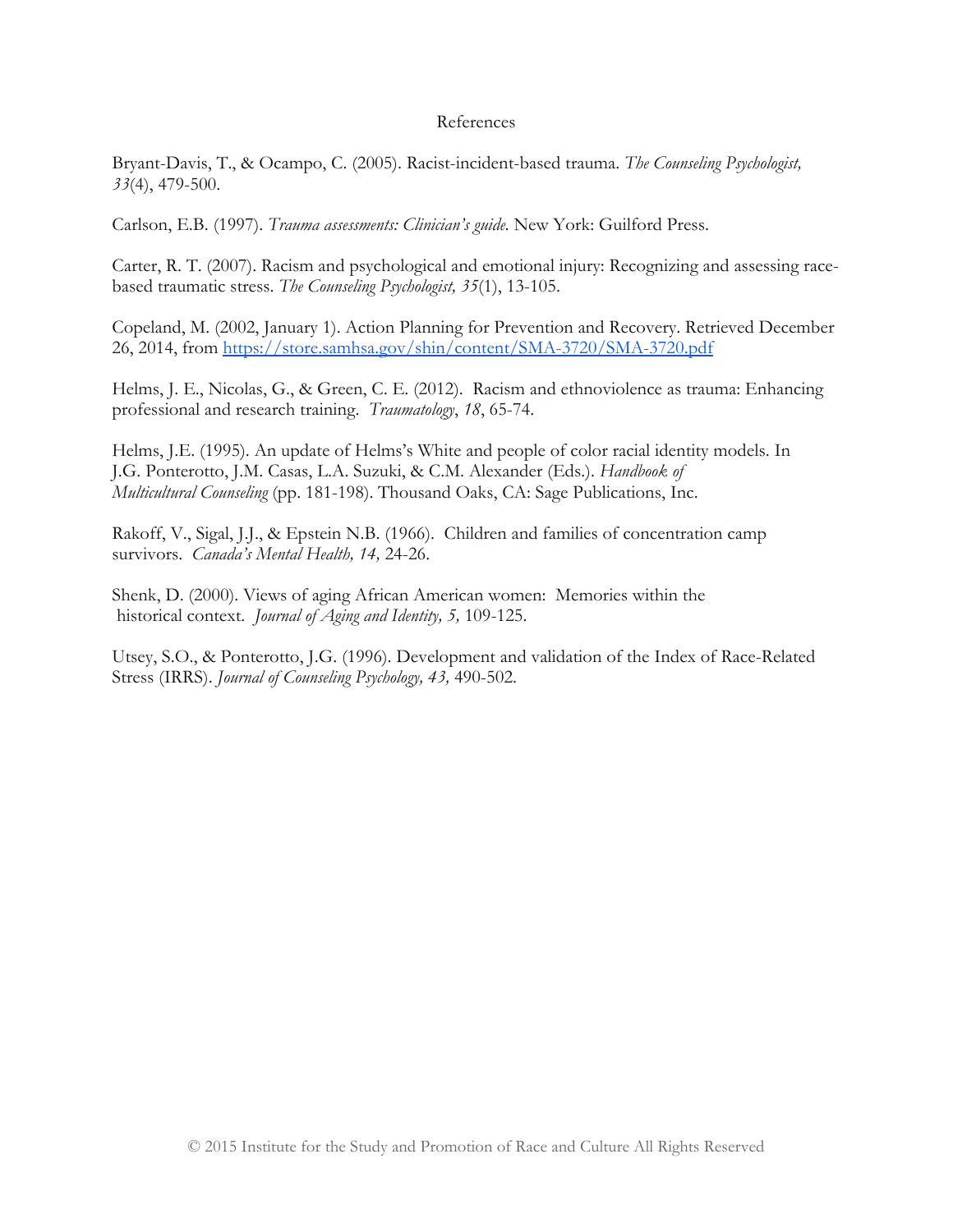# References

Bryant-Davis, T., & Ocampo, C. (2005). Racist-incident-based trauma. *The Counseling Psychologist, 33*(4), 479-500.

Carlson, E.B. (1997). *Trauma assessments: Clinician's guide.* New York: Guilford Press.

Carter, R. T. (2007). Racism and psychological and emotional injury: Recognizing and assessing race-based traumatic stress. *The Counseling Psychologist, 35*(1), 13-105.

Copeland, M. (2002, January 1). Action Planning for Prevention and Recovery. Retrieved December 26, 2014, from https://store.samhsa.gov/shin/content/SMA-3720/SMA-3720.pdf

Helms, J. E., Nicolas, G., & Green, C. E. (2012). Racism and ethnoviolence as trauma: Enhancing professional and research training. *Traumatology*, *18*, 65-74.

Helms, J.E. (1995). An update of Helms's White and people of color racial identity models. In J.G. Ponterotto, J.M. Casas, L.A. Suzuki, & C.M. Alexander (Eds.). *Handbook of Multicultural Counseling* (pp. 181-198). Thousand Oaks, CA: Sage Publications, Inc.

Rakoff, V., Sigal, J.J., & Epstein N.B. (1966). Children and families of concentration camp survivors. *Canada's Mental Health, 14,* 24-26.

Shenk, D. (2000). Views of aging African American women: Memories within the historical context. *Journal of Aging and Identity, 5,* 109-125.

Utsey, S.O., & Ponterotto, J.G. (1996). Development and validation of the Index of Race-Related Stress (IRRS). *Journal of Counseling Psychology, 43,* 490-502.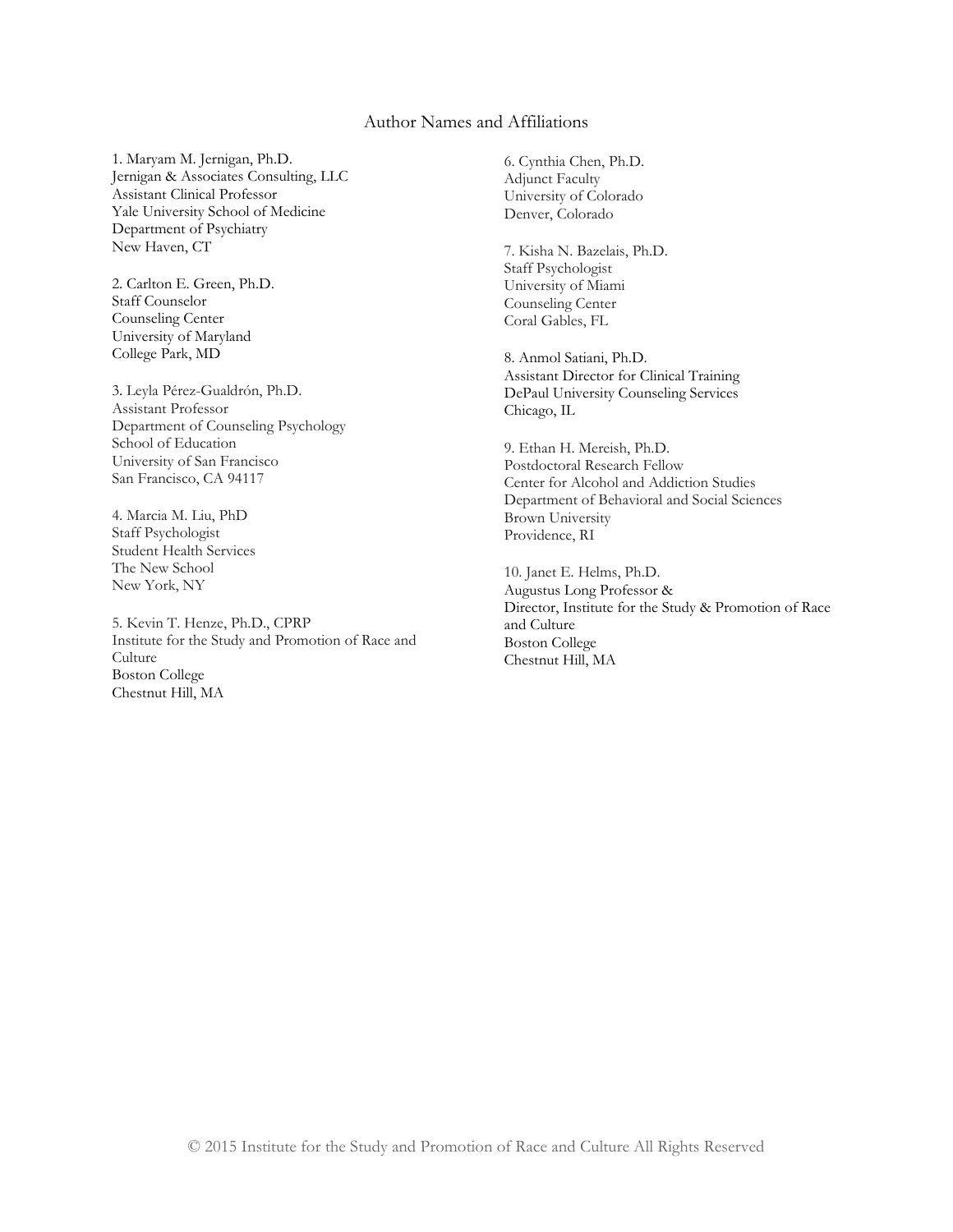## Author Names and Affiliations

1. Maryam M. Jernigan, Ph.D.
Jernigan & Associates Consulting, LLC
Assistant Clinical Professor
Yale University School of Medicine
Department of Psychiatry
New Haven, CT

2. Carlton E. Green, Ph.D.
Staff Counselor
Counseling Center
University of Maryland
College Park, MD

3. Leyla Pérez-Gualdrón, Ph.D.
Assistant Professor
Department of Counseling Psychology
School of Education
University of San Francisco
San Francisco, CA 94117

4. Marcia M. Liu, PhD
Staff Psychologist
Student Health Services
The New School
New York, NY

5. Kevin T. Henze, Ph.D., CPRP
Institute for the Study and Promotion of Race and Culture
Boston College
Chestnut Hill, MA

6. Cynthia Chen, Ph.D.
Adjunct Faculty
University of Colorado
Denver, Colorado

7. Kisha N. Bazelais, Ph.D.
Staff Psychologist
University of Miami
Counseling Center
Coral Gables, FL

8. Anmol Satiani, Ph.D.
Assistant Director for Clinical Training
DePaul University Counseling Services
Chicago, IL

9. Ethan H. Mereish, Ph.D.
Postdoctoral Research Fellow
Center for Alcohol and Addiction Studies
Department of Behavioral and Social Sciences
Brown University
Providence, RI

10. Janet E. Helms, Ph.D.
Augustus Long Professor &
Director, Institute for the Study & Promotion of Race and Culture
Boston College
Chestnut Hill, MA

© 2015 Institute for the Study and Promotion of Race and Culture All Rights Reserved